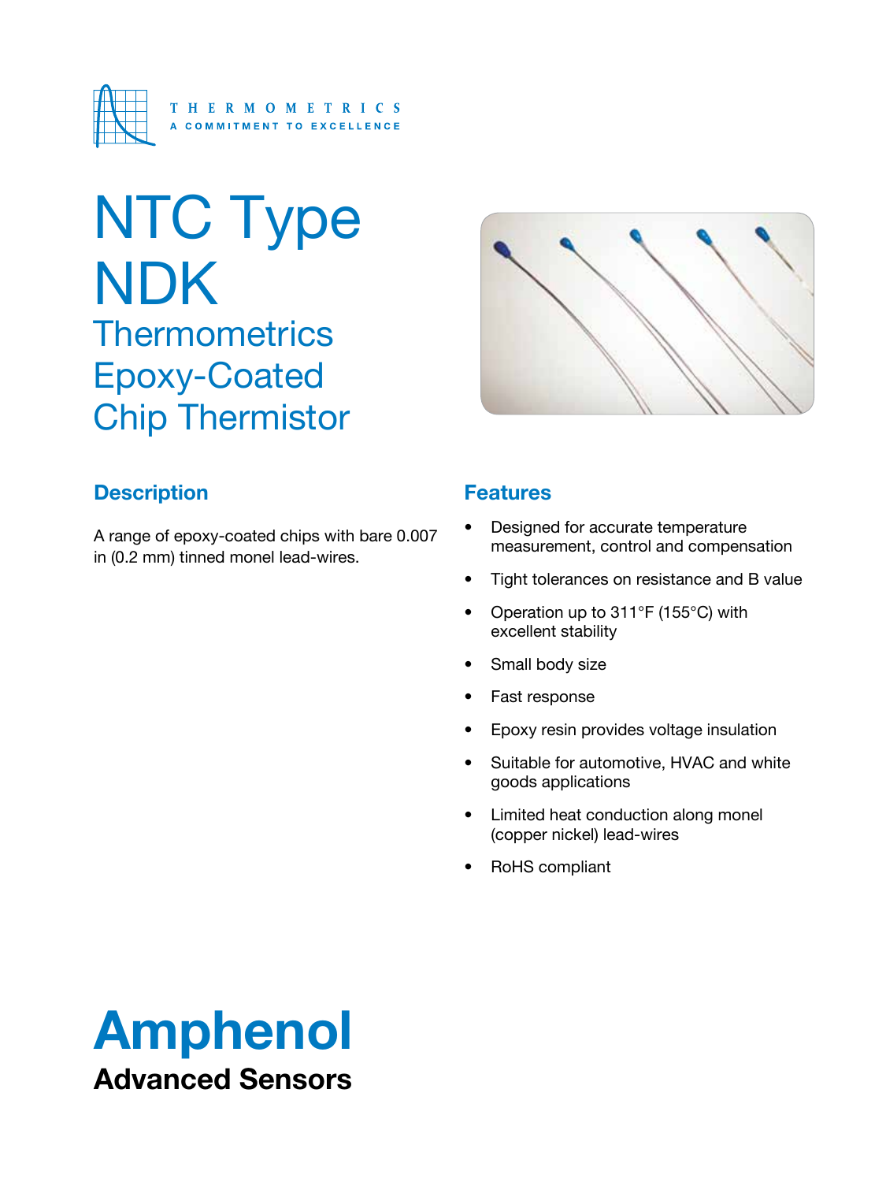THERMOMETRICS
A COMMITMENT TO EXCELLENCE

# NTC Type NDK

## Thermometrics Epoxy-Coated Chip Thermistor

### Description

A range of epoxy-coated chips with bare 0.007 in (0.2 mm) tinned monel lead-wires.

### Features

- Designed for accurate temperature measurement, control and compensation
- Tight tolerances on resistance and B value
- Operation up to 311°F (155°C) with excellent stability
- Small body size
- Fast response
- Epoxy resin provides voltage insulation
- Suitable for automotive, HVAC and white goods applications
- Limited heat conduction along monel (copper nickel) lead-wires
- RoHS compliant

**Amphenol**
**Advanced Sensors**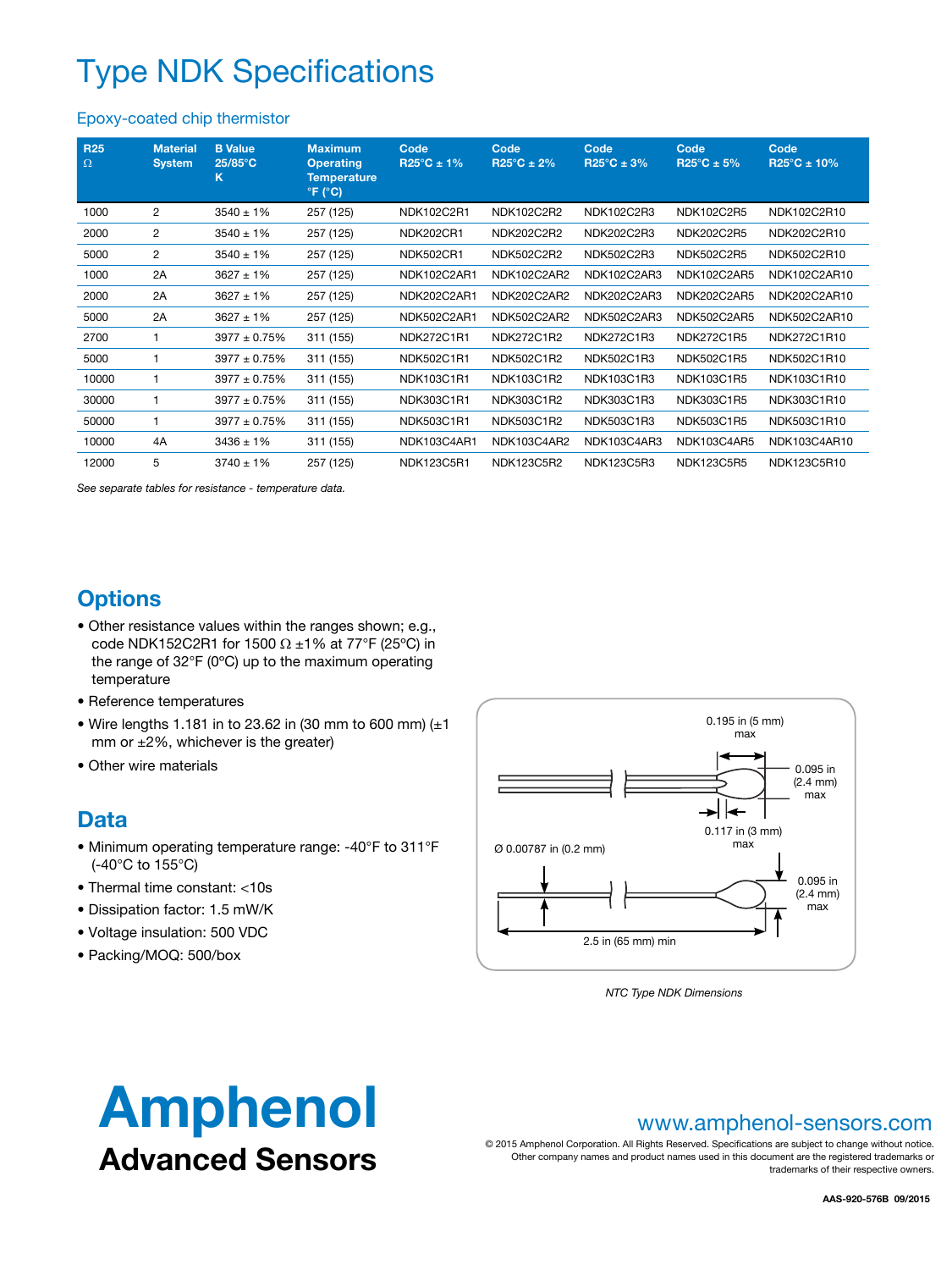# Type NDK Specifications

## Epoxy-coated chip thermistor

| R25 Ω | Material System | B Value 25/85°C K | Maximum Operating Temperature °F (°C) | Code R25°C ± 1% | Code R25°C ± 2% | Code R25°C ± 3% | Code R25°C ± 5% | Code R25°C ± 10% |
|---|---|---|---|---|---|---|---|---|
| 1000 | 2 | 3540 ± 1% | 257 (125) | NDK102C2R1 | NDK102C2R2 | NDK102C2R3 | NDK102C2R5 | NDK102C2R10 |
| 2000 | 2 | 3540 ± 1% | 257 (125) | NDK202CR1 | NDK202C2R2 | NDK202C2R3 | NDK202C2R5 | NDK202C2R10 |
| 5000 | 2 | 3540 ± 1% | 257 (125) | NDK502CR1 | NDK502C2R2 | NDK502C2R3 | NDK502C2R5 | NDK502C2R10 |
| 1000 | 2A | 3627 ± 1% | 257 (125) | NDK102C2AR1 | NDK102C2AR2 | NDK102C2AR3 | NDK102C2AR5 | NDK102C2AR10 |
| 2000 | 2A | 3627 ± 1% | 257 (125) | NDK202C2AR1 | NDK202C2AR2 | NDK202C2AR3 | NDK202C2AR5 | NDK202C2AR10 |
| 5000 | 2A | 3627 ± 1% | 257 (125) | NDK502C2AR1 | NDK502C2AR2 | NDK502C2AR3 | NDK502C2AR5 | NDK502C2AR10 |
| 2700 | 1 | 3977 ± 0.75% | 311 (155) | NDK272C1R1 | NDK272C1R2 | NDK272C1R3 | NDK272C1R5 | NDK272C1R10 |
| 5000 | 1 | 3977 ± 0.75% | 311 (155) | NDK502C1R1 | NDK502C1R2 | NDK502C1R3 | NDK502C1R5 | NDK502C1R10 |
| 10000 | 1 | 3977 ± 0.75% | 311 (155) | NDK103C1R1 | NDK103C1R2 | NDK103C1R3 | NDK103C1R5 | NDK103C1R10 |
| 30000 | 1 | 3977 ± 0.75% | 311 (155) | NDK303C1R1 | NDK303C1R2 | NDK303C1R3 | NDK303C1R5 | NDK303C1R10 |
| 50000 | 1 | 3977 ± 0.75% | 311 (155) | NDK503C1R1 | NDK503C1R2 | NDK503C1R3 | NDK503C1R5 | NDK503C1R10 |
| 10000 | 4A | 3436 ± 1% | 311 (155) | NDK103C4AR1 | NDK103C4AR2 | NDK103C4AR3 | NDK103C4AR5 | NDK103C4AR10 |
| 12000 | 5 | 3740 ± 1% | 257 (125) | NDK123C5R1 | NDK123C5R2 | NDK123C5R3 | NDK123C5R5 | NDK123C5R10 |

*See separate tables for resistance - temperature data.*

## Options

- Other resistance values within the ranges shown; e.g., code NDK152C2R1 for 1500 Ω ±1% at 77°F (25°C) in the range of 32°F (0°C) up to the maximum operating temperature
- Reference temperatures
- Wire lengths 1.181 in to 23.62 in (30 mm to 600 mm) (±1 mm or ±2%, whichever is the greater)
- Other wire materials

## Data

- Minimum operating temperature range: -40°F to 311°F (-40°C to 155°C)
- Thermal time constant: <10s
- Dissipation factor: 1.5 mW/K
- Voltage insulation: 500 VDC
- Packing/MOQ: 500/box

0.195 in (5 mm) max
0.095 in (2.4 mm) max
0.117 in (3 mm) max
Ø 0.00787 in (0.2 mm)
0.095 in (2.4 mm) max
2.5 in (65 mm) min

*NTC Type NDK Dimensions*

**Amphenol**
**Advanced Sensors**

www.amphenol-sensors.com

© 2015 Amphenol Corporation. All Rights Reserved. Specifications are subject to change without notice. Other company names and product names used in this document are the registered trademarks or trademarks of their respective owners.

AAS-920-576B 09/2015